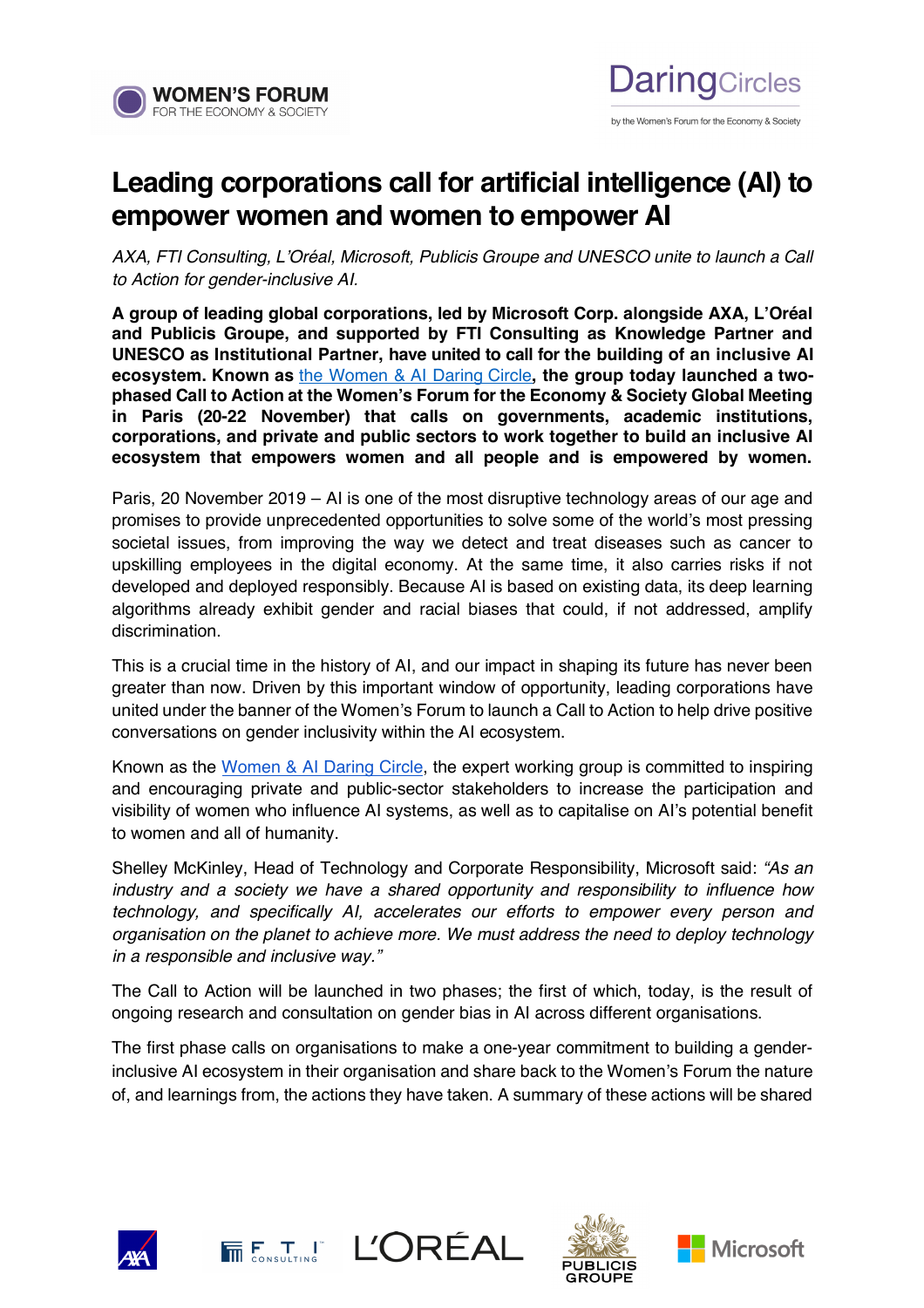# Leading corporations call for artificial intelligence (AI) to empower women and women to empower AI

*AXA, FTI Consulting, L'Oréal, Microsoft, Publicis Groupe and UNESCO unite to launch a Call to Action for gender-inclusive AI.*

**A group of leading global corporations, led by Microsoft Corp. alongside AXA, L'Oréal and Publicis Groupe, and supported by FTI Consulting as Knowledge Partner and UNESCO as Institutional Partner, have united to call for the building of an inclusive AI ecosystem. Known as** [the Women & AI Daring Circle](), **the group today launched a two-phased Call to Action at the Women's Forum for the Economy & Society Global Meeting in Paris (20-22 November) that calls on governments, academic institutions, corporations, and private and public sectors to work together to build an inclusive AI ecosystem that empowers women and all people and is empowered by women.**

Paris, 20 November 2019 – AI is one of the most disruptive technology areas of our age and promises to provide unprecedented opportunities to solve some of the world's most pressing societal issues, from improving the way we detect and treat diseases such as cancer to upskilling employees in the digital economy. At the same time, it also carries risks if not developed and deployed responsibly. Because AI is based on existing data, its deep learning algorithms already exhibit gender and racial biases that could, if not addressed, amplify discrimination.

This is a crucial time in the history of AI, and our impact in shaping its future has never been greater than now. Driven by this important window of opportunity, leading corporations have united under the banner of the Women's Forum to launch a Call to Action to help drive positive conversations on gender inclusivity within the AI ecosystem.

Known as the [Women & AI Daring Circle](), the expert working group is committed to inspiring and encouraging private and public-sector stakeholders to increase the participation and visibility of women who influence AI systems, as well as to capitalise on AI's potential benefit to women and all of humanity.

Shelley McKinley, Head of Technology and Corporate Responsibility, Microsoft said: *"As an industry and a society we have a shared opportunity and responsibility to influence how technology, and specifically AI, accelerates our efforts to empower every person and organisation on the planet to achieve more. We must address the need to deploy technology in a responsible and inclusive way."*

The Call to Action will be launched in two phases; the first of which, today, is the result of ongoing research and consultation on gender bias in AI across different organisations.

The first phase calls on organisations to make a one-year commitment to building a gender-inclusive AI ecosystem in their organisation and share back to the Women's Forum the nature of, and learnings from, the actions they have taken. A summary of these actions will be shared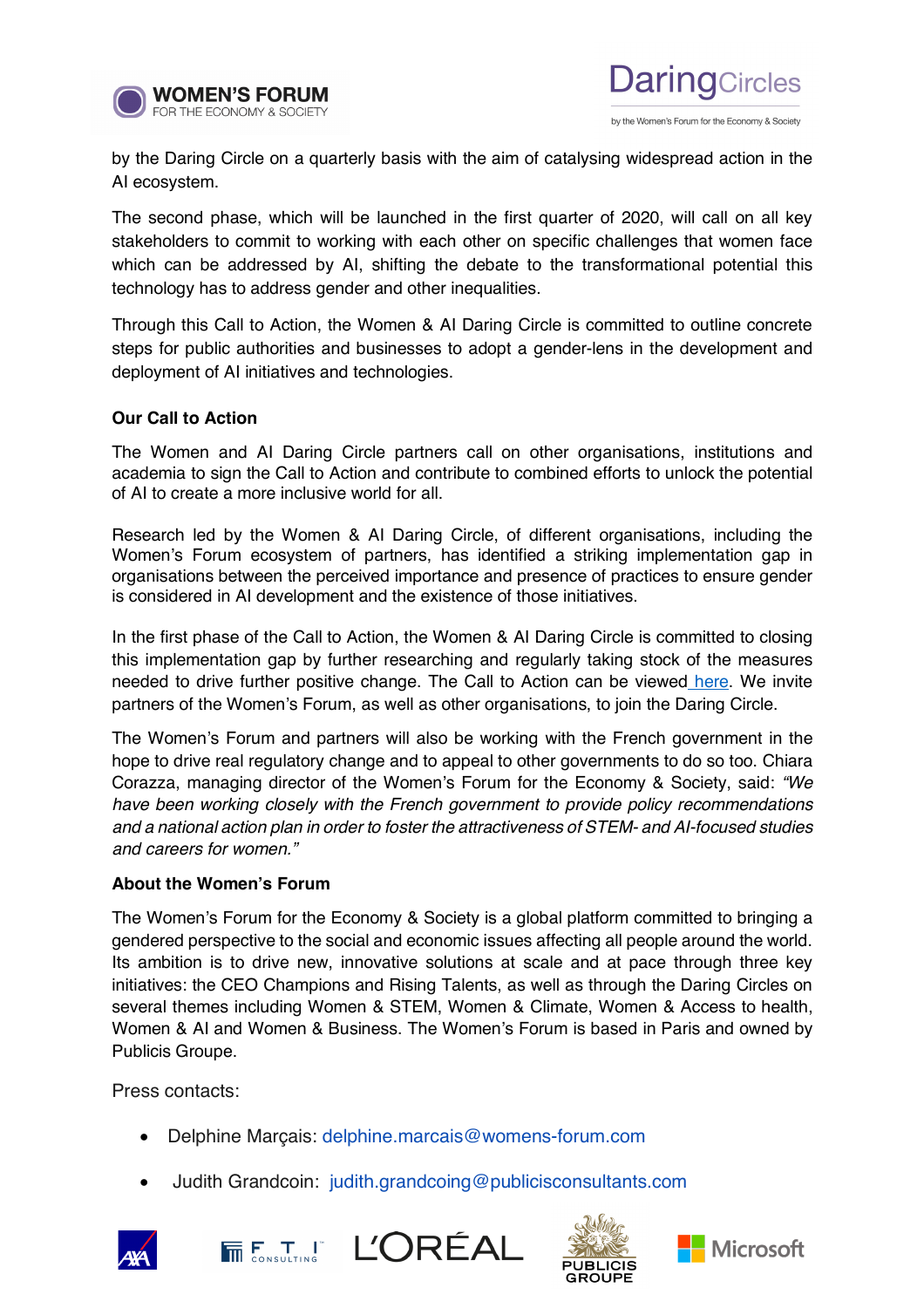by the Daring Circle on a quarterly basis with the aim of catalysing widespread action in the AI ecosystem.

The second phase, which will be launched in the first quarter of 2020, will call on all key stakeholders to commit to working with each other on specific challenges that women face which can be addressed by AI, shifting the debate to the transformational potential this technology has to address gender and other inequalities.

Through this Call to Action, the Women & AI Daring Circle is committed to outline concrete steps for public authorities and businesses to adopt a gender-lens in the development and deployment of AI initiatives and technologies.

**Our Call to Action**

The Women and AI Daring Circle partners call on other organisations, institutions and academia to sign the Call to Action and contribute to combined efforts to unlock the potential of AI to create a more inclusive world for all.

Research led by the Women & AI Daring Circle, of different organisations, including the Women's Forum ecosystem of partners, has identified a striking implementation gap in organisations between the perceived importance and presence of practices to ensure gender is considered in AI development and the existence of those initiatives.

In the first phase of the Call to Action, the Women & AI Daring Circle is committed to closing this implementation gap by further researching and regularly taking stock of the measures needed to drive further positive change. The Call to Action can be viewed here. We invite partners of the Women's Forum, as well as other organisations, to join the Daring Circle.

The Women's Forum and partners will also be working with the French government in the hope to drive real regulatory change and to appeal to other governments to do so too. Chiara Corazza, managing director of the Women's Forum for the Economy & Society, said: *"We have been working closely with the French government to provide policy recommendations and a national action plan in order to foster the attractiveness of STEM- and AI-focused studies and careers for women."*

**About the Women's Forum**

The Women's Forum for the Economy & Society is a global platform committed to bringing a gendered perspective to the social and economic issues affecting all people around the world. Its ambition is to drive new, innovative solutions at scale and at pace through three key initiatives: the CEO Champions and Rising Talents, as well as through the Daring Circles on several themes including Women & STEM, Women & Climate, Women & Access to health, Women & AI and Women & Business. The Women's Forum is based in Paris and owned by Publicis Groupe.

Press contacts:

- Delphine Marçais: delphine.marcais@womens-forum.com
- Judith Grandcoin: judith.grandcoing@publicisconsultants.com